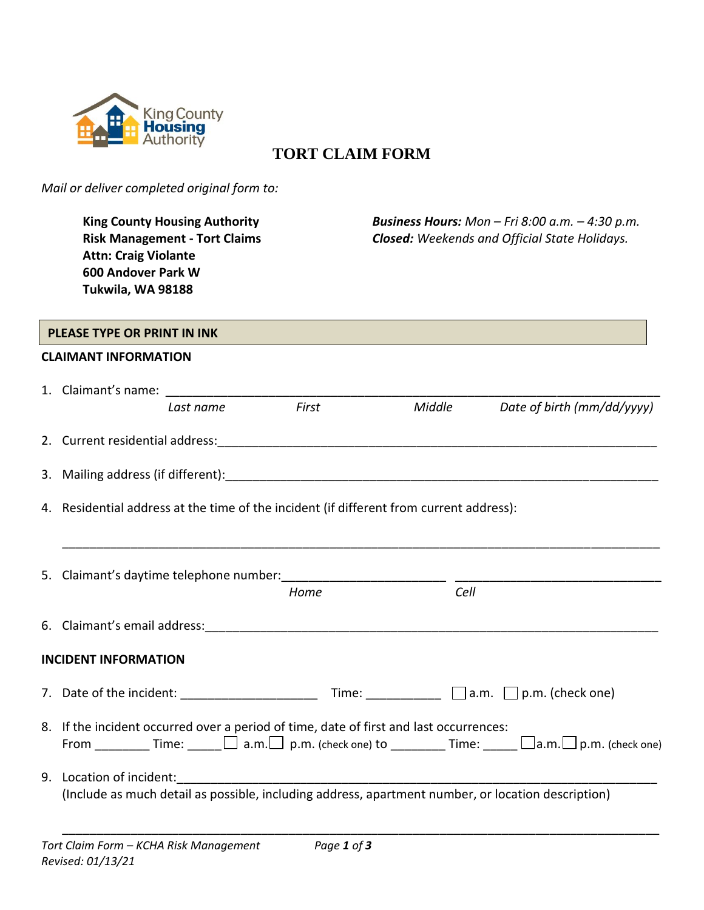King County Housing Authority

# TORT CLAIM FORM

*Mail or deliver completed original form to:*

**King County Housing Authority**
**Risk Management - Tort Claims**
**Attn: Craig Violante**
**600 Andover Park W**
**Tukwila, WA 98188**

***Business Hours:*** *Mon – Fri 8:00 a.m. – 4:30 p.m.*
***Closed:*** *Weekends and Official State Holidays.*

**PLEASE TYPE OR PRINT IN INK**

## CLAIMANT INFORMATION

1. Claimant's name: ______________________________________________________________
   *Last name* *First* *Middle* *Date of birth (mm/dd/yyyy)*

2. Current residential address:______________________________________________________

3. Mailing address (if different):____________________________________________________

4. Residential address at the time of the incident (if different from current address):

   ______________________________________________________________________________

5. Claimant's daytime telephone number:______________________ ___________________________
   *Home* *Cell*

6. Claimant's email address:________________________________________________________

## INCIDENT INFORMATION

7. Date of the incident: ___________________ Time: __________ ☐ a.m. ☐ p.m. (check one)

8. If the incident occurred over a period of time, date of first and last occurrences:
   From ________ Time: _____ ☐ a.m. ☐ p.m. (check one) to ________ Time: _____ ☐ a.m. ☐ p.m. (check one)

9. Location of incident:_____________________________________________________________
   (Include as much detail as possible, including address, apartment number, or location description)

   ______________________________________________________________________________

*Tort Claim Form – KCHA Risk Management*
*Revised: 01/13/21*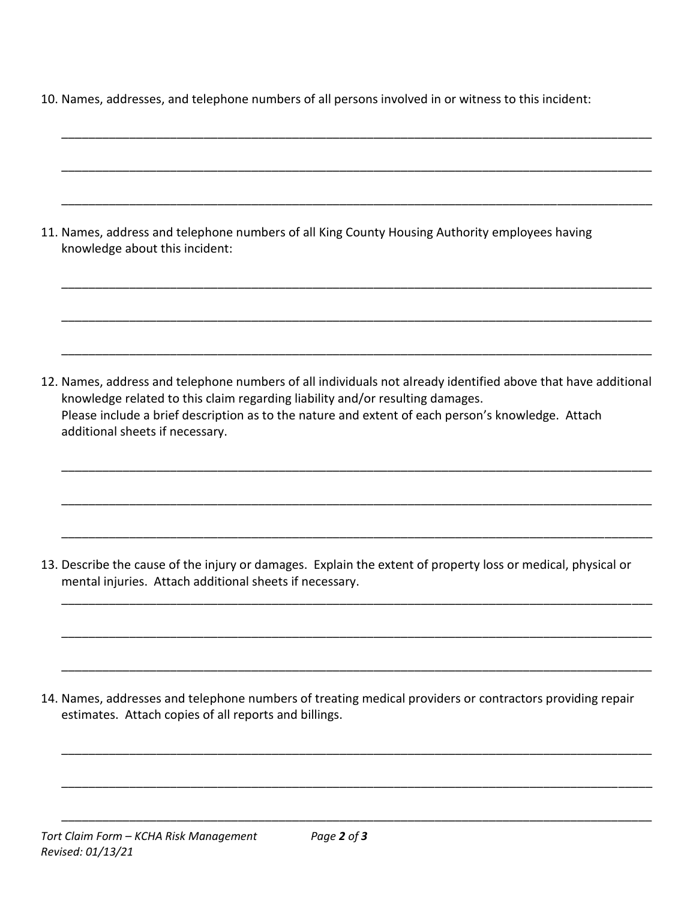10. Names, addresses, and telephone numbers of all persons involved in or witness to this incident:

_______________________________________________________________________________________

_______________________________________________________________________________________

_______________________________________________________________________________________

11. Names, address and telephone numbers of all King County Housing Authority employees having knowledge about this incident:

_______________________________________________________________________________________

_______________________________________________________________________________________

_______________________________________________________________________________________

12. Names, address and telephone numbers of all individuals not already identified above that have additional knowledge related to this claim regarding liability and/or resulting damages.
    Please include a brief description as to the nature and extent of each person's knowledge. Attach additional sheets if necessary.

_______________________________________________________________________________________

_______________________________________________________________________________________

_______________________________________________________________________________________

13. Describe the cause of the injury or damages. Explain the extent of property loss or medical, physical or mental injuries. Attach additional sheets if necessary.

_______________________________________________________________________________________

_______________________________________________________________________________________

_______________________________________________________________________________________

14. Names, addresses and telephone numbers of treating medical providers or contractors providing repair estimates. Attach copies of all reports and billings.

_______________________________________________________________________________________

_______________________________________________________________________________________

_______________________________________________________________________________________

*Tort Claim Form – KCHA Risk Management*
*Revised: 01/13/21*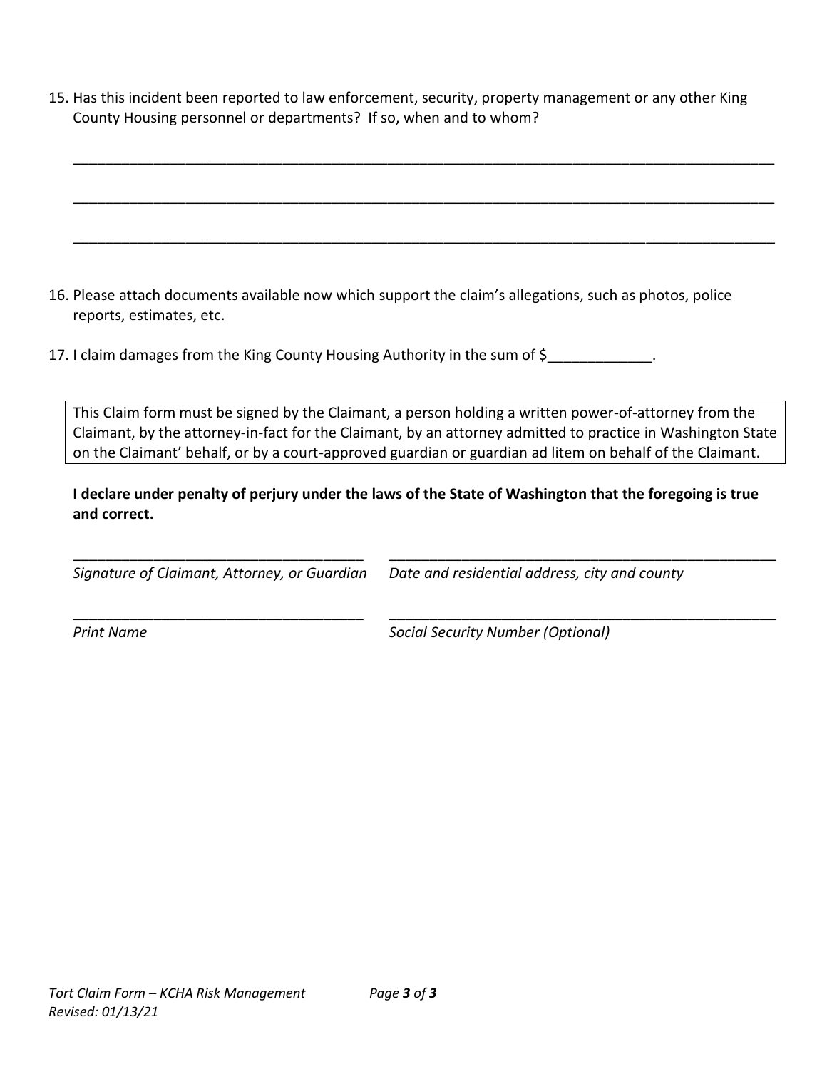15. Has this incident been reported to law enforcement, security, property management or any other King County Housing personnel or departments? If so, when and to whom?

_______________________________________________________________________________________

_______________________________________________________________________________________

_______________________________________________________________________________________

16. Please attach documents available now which support the claim's allegations, such as photos, police reports, estimates, etc.

17. I claim damages from the King County Housing Authority in the sum of $_____________.

This Claim form must be signed by the Claimant, a person holding a written power-of-attorney from the Claimant, by the attorney-in-fact for the Claimant, by an attorney admitted to practice in Washington State on the Claimant' behalf, or by a court-approved guardian or guardian ad litem on behalf of the Claimant.

**I declare under penalty of perjury under the laws of the State of Washington that the foregoing is true and correct.**

_____________________________________ 
*Signature of Claimant, Attorney, or Guardian*

_____________________________________ 
*Date and residential address, city and county*

_____________________________________ 
*Print Name*

_____________________________________ 
*Social Security Number (Optional)*